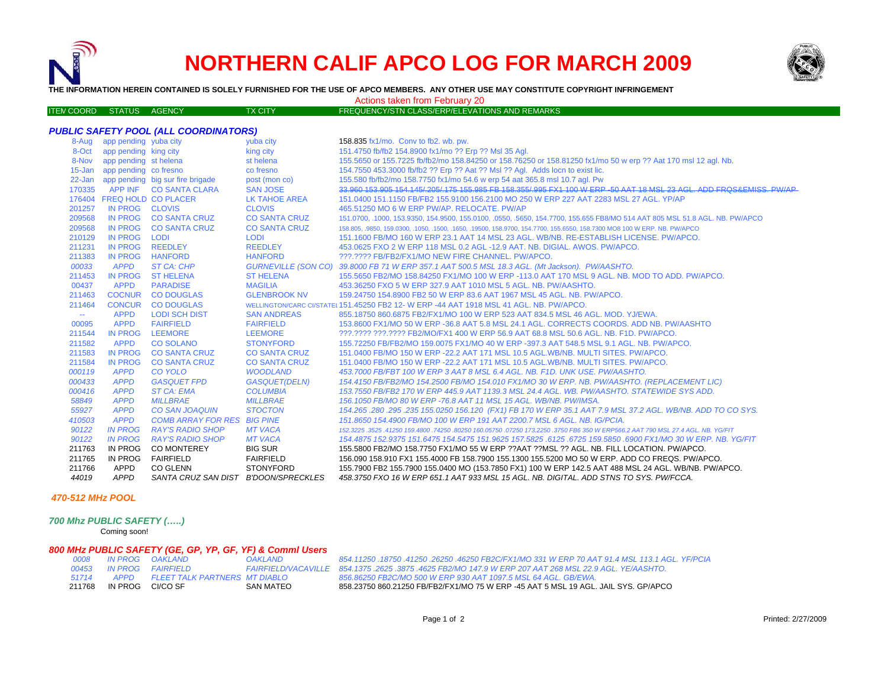# NORTHERN CALIF APCO LOG FOR MARCH 2009

**THE INFORMATION HEREIN CONTAINED IS SOLELY FURNISHED FOR THE USE OF APCO MEMBERS. ANY OTHER USE MAY CONSTITUTE COPYRIGHT INFRINGEMENT**

Actions taken from February 20

| ITEM COORD | STATUS | AGENCY | TX CITY | FREQUENCY/STN CLASS/ERP/ELEVATIONS AND REMARKS |
|---|---|---|---|---|

### PUBLIC SAFETY POOL (ALL COORDINATORS)

| ITEM COORD | STATUS | AGENCY | TX CITY | FREQUENCY/STN CLASS/ERP/ELEVATIONS AND REMARKS |
|---|---|---|---|---|
| 8-Aug | app pending | yuba city | yuba city | 158.835 fx1/mo. Conv to fb2. wb. pw. |
| 8-Oct | app pending | king city | king city | 151.4750 fb/fb2 154.8900 fx1/mo ?? Erp ?? Msl 35 Agl. |
| 8-Nov | app pending | st helena | st helena | 155.5650 or 155.7225 fb/fb2/mo 158.84250 or 158.76250 or 158.81250 fx1/mo 50 w erp ?? Aat 170 msl 12 agl. Nb. |
| 15-Jan | app pending | co fresno | co fresno | 154.7550 453.3000 fb/fb2 ?? Erp ?? Aat ?? Msl ?? Agl. Adds locn to exist lic. |
| 22-Jan | app pending | big sur fire brigade | post (mon co) | 155.580 fb/fb2/mo 158.7750 fx1/mo 54.6 w erp 54 aat 365.8 msl 10.7 agl. Pw |
| 170335 | APP INF | CO SANTA CLARA | SAN JOSE | ~~33.960 153.905 154.145/.205/.175 155.985 FB 158.355/.995 FX1 100 W ERP -50 AAT 18 MSL 23 AGL. ADD FRQS&EMISS. PW/AP~~ |
| 176404 | FREQ HOLD | CO PLACER | LK TAHOE AREA | 151.0400 151.1150 FB/FB2 155.9100 156.2100 MO 250 W ERP 227 AAT 2283 MSL 27 AGL. YP/AP |
| 201257 | IN PROG | CLOVIS | CLOVIS | 465.51250 MO 6 W ERP PW/AP. RELOCATE. PW/AP |
| 209568 | IN PROG | CO SANTA CRUZ | CO SANTA CRUZ | 151.0700, .1000, 153.9350, 154.9500, 155.0100, .0550, .5650, 154.7700, 155.655 FB8/MO 514 AAT 805 MSL 51.8 AGL. NB. PW/APCO |
| 209568 | IN PROG | CO SANTA CRUZ | CO SANTA CRUZ | 158.805, .9850, 159.0300, .1050, .1500, .1650, .19500, 158.9700, 154.7700, 155.6550, 158.7300 MO8 100 W ERP. NB. PW/APCO |
| 210129 | IN PROG | LODI | LODI | 151.1600 FB/MO 160 W ERP 23.1 AAT 14 MSL 23 AGL. WB/NB. RE-ESTABLISH LICENSE. PW/APCO. |
| 211231 | IN PROG | REEDLEY | REEDLEY | 453.0625 FXO 2 W ERP 118 MSL 0.2 AGL -12.9 AAT. NB. DIGIAL. AWOS. PW/APCO. |
| 211383 | IN PROG | HANFORD | HANFORD | ???.???? FB/FB2/FX1/MO NEW FIRE CHANNEL. PW/APCO. |
| *00033* | *APPD* | *ST CA: CHP* | *GURNEVILLE (SON CO)* | *39.8000 FB 71 W ERP 357.1 AAT 500.5 MSL 18.3 AGL. (Mt Jackson). PW/AASHTO.* |
| 211453 | IN PROG | ST HELENA | ST HELENA | 155.5650 FB2/MO 158.84250 FX1/MO 100 W ERP -113.0 AAT 170 MSL 9 AGL. NB. MOD TO ADD. PW/APCO. |
| 00437 | APPD | PARADISE | MAGILIA | 453.36250 FXO 5 W ERP 327.9 AAT 1010 MSL 5 AGL. NB. PW/AASHTO. |
| 211463 | COCNUR | CO DOUGLAS | GLENBROOK NV | 159.24750 154.8900 FB2 50 W ERP 83.6 AAT 1967 MSL 45 AGL. NB. PW/APCO. |
| 211464 | CONCUR | CO DOUGLAS | WELLINGTON/CARC CI/STATEL | 151.45250 FB2 12- W ERP -44 AAT 1918 MSL 41 AGL. NB. PW/APCO. |
| -- | APPD | LODI SCH DIST | SAN ANDREAS | 855.18750 860.6875 FB2/FX1/MO 100 W ERP 523 AAT 834.5 MSL 46 AGL. MOD. YJ/EWA. |
| 00095 | APPD | FAIRFIELD | FAIRFIELD | 153.8600 FX1/MO 50 W ERP -36.8 AAT 5.8 MSL 24.1 AGL. CORRECTS COORDS. ADD NB. PW/AASHTO |
| 211544 | IN PROG | LEEMORE | LEEMORE | ???.???? ???.???? FB2/MO/FX1 400 W ERP 56.9 AAT 68.8 MSL 50.6 AGL. NB. F1D. PW/APCO. |
| 211582 | APPD | CO SOLANO | STONYFORD | 155.72250 FB/FB2/MO 159.0075 FX1/MO 40 W ERP -397.3 AAT 548.5 MSL 9.1 AGL. NB. PW/APCO. |
| 211583 | IN PROG | CO SANTA CRUZ | CO SANTA CRUZ | 151.0400 FB/MO 150 W ERP -22.2 AAT 171 MSL 10.5 AGL.WB/NB. MULTI SITES. PW/APCO. |
| 211584 | IN PROG | CO SANTA CRUZ | CO SANTA CRUZ | 151.0400 FB/MO 150 W ERP -22.2 AAT 171 MSL 10.5 AGL.WB/NB. MULTI SITES. PW/APCO. |
| *000119* | *APPD* | *CO YOLO* | *WOODLAND* | *453.7000 FB/FBT 100 W ERP 3 AAT 8 MSL 6.4 AGL. NB. F1D. UNK USE. PW/AASHTO.* |
| *000433* | *APPD* | *GASQUET FPD* | *GASQUET(DELN)* | *154.4150 FB/FB2/MO 154.2500 FB/MO 154.010 FX1/MO 30 W ERP. NB. PW/AASHTO. (REPLACEMENT LIC)* |
| *000416* | *APPD* | *ST CA: EMA* | *COLUMBIA* | *153.7550 FB/FB2 170 W ERP 445.9 AAT 1139.3 MSL 24.4 AGL. WB. PW/AASHTO. STATEWIDE SYS ADD.* |
| *58849* | *APPD* | *MILLBRAE* | *MILLBRAE* | *156.1050 FB/MO 80 W ERP -76.8 AAT 11 MSL 15 AGL. WB/NB. PW/IMSA.* |
| *55927* | *APPD* | *CO SAN JOAQUIN* | *STOCTON* | *154.265 .280 .295 .235 155.0250 156.120 (FX1) FB 170 W ERP 35.1 AAT 7.9 MSL 37.2 AGL. WB/NB. ADD TO CO SYS.* |
| *410503* | *APPD* | *COMB ARRAY FOR RES* | *BIG PINE* | *151.8650 154.4900 FB/MO 100 W ERP 191 AAT 2200.7 MSL 6 AGL. NB. IG/PCIA.* |
| *90122* | *IN PROG* | *RAY'S RADIO SHOP* | *MT VACA* | *152.3225 .3525 .41250 159.4800 .74250 .80250 160.05750 .07250 173.2250 .3750 FB6 350 W ERP566.2 AAT 790 MSL 27.4 AGL. NB. YG/FIT* |
| *90122* | *IN PROG* | *RAY'S RADIO SHOP* | *MT VACA* | *154.4875 152.9375 151.6475 154.5475 151.9625 157.5825 .6125 .6725 159.5850 .6900 FX1/MO 30 W ERP. NB. YG/FIT* |
| 211763 | IN PROG | CO MONTEREY | BIG SUR | 155.5800 FB2/MO 158.7750 FX1/MO 55 W ERP ??AAT ??MSL ?? AGL. NB. FILL LOCATION. PW/APCO. |
| 211765 | IN PROG | FAIRFIELD | FAIRFIELD | 156.090 158.910 FX1 155.4000 FB 158.7900 155.1300 155.5200 MO 50 W ERP. ADD CO FREQS. PW/APCO. |
| 211766 | APPD | CO GLENN | STONYFORD | 155.7900 FB2 155.7900 155.0400 MO (153.7850 FX1) 100 W ERP 142.5 AAT 488 MSL 24 AGL. WB/NB. PW/APCO. |
| *44019* | *APPD* | *SANTA CRUZ SAN DIST* | *B'DOON/SPRECKLES* | *458.3750 FXO 16 W ERP 651.1 AAT 933 MSL 15 AGL. NB. DIGITAL. ADD STNS TO SYS. PW/FCCA.* |

### 470-512 MHz POOL

### 700 Mhz PUBLIC SAFETY (…..)

Coming soon!

### 800 MHz PUBLIC SAFETY (GE, GP, YP, GF, YF) & Comml Users

| ITEM COORD | STATUS | AGENCY | TX CITY | FREQUENCY/STN CLASS/ERP/ELEVATIONS AND REMARKS |
|---|---|---|---|---|
| *0008* | *IN PROG* | *OAKLAND* | *OAKLAND* | *854.11250 .18750 .41250 .26250 .46250 FB2C/FX1/MO 331 W ERP 70 AAT 91.4 MSL 113.1 AGL. YF/PCIA* |
| *00453* | *IN PROG* | *FAIRFIELD* | *FAIRFIELD/VACAVILLE* | *854.1375 .2625 .3875 .4625 FB2/MO 147.9 W ERP 207 AAT 268 MSL 22.9 AGL. YE/AASHTO.* |
| *51714* | *APPD* | *FLEET TALK PARTNERS* | *MT DIABLO* | *856.86250 FB2C/MO 500 W ERP 930 AAT 1097.5 MSL 64 AGL. GB/EWA.* |
| 211768 | IN PROG | CI/CO SF | SAN MATEO | 858.23750 860.21250 FB/FB2/FX1/MO 75 W ERP -45 AAT 5 MSL 19 AGL. JAIL SYS. GP/APCO |

Printed: 2/27/2009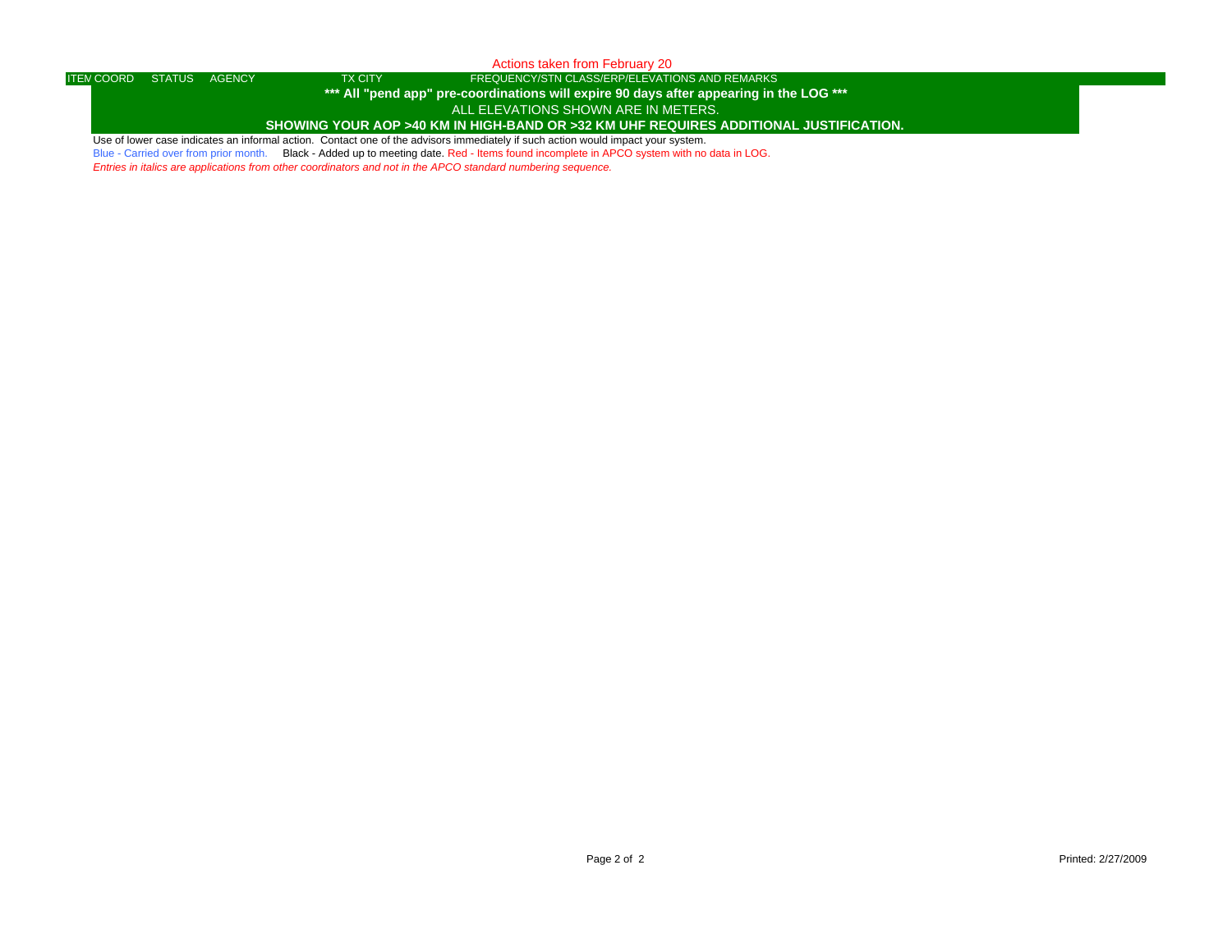Actions taken from February 20

| ITEM | COORD | STATUS | AGENCY | TX CITY | FREQUENCY/STN CLASS/ERP/ELEVATIONS AND REMARKS |
| --- | --- | --- | --- | --- | --- |

**\*\*\* All "pend app" pre-coordinations will expire 90 days after appearing in the LOG \*\*\***

ALL ELEVATIONS SHOWN ARE IN METERS.

**SHOWING YOUR AOP >40 KM IN HIGH-BAND OR >32 KM UHF REQUIRES ADDITIONAL JUSTIFICATION.**

Use of lower case indicates an informal action. Contact one of the advisors immediately if such action would impact your system.

Blue - Carried over from prior month. Black - Added up to meeting date. Red - Items found incomplete in APCO system with no data in LOG.

*Entries in italics are applications from other coordinators and not in the APCO standard numbering sequence.*

Printed: 2/27/2009